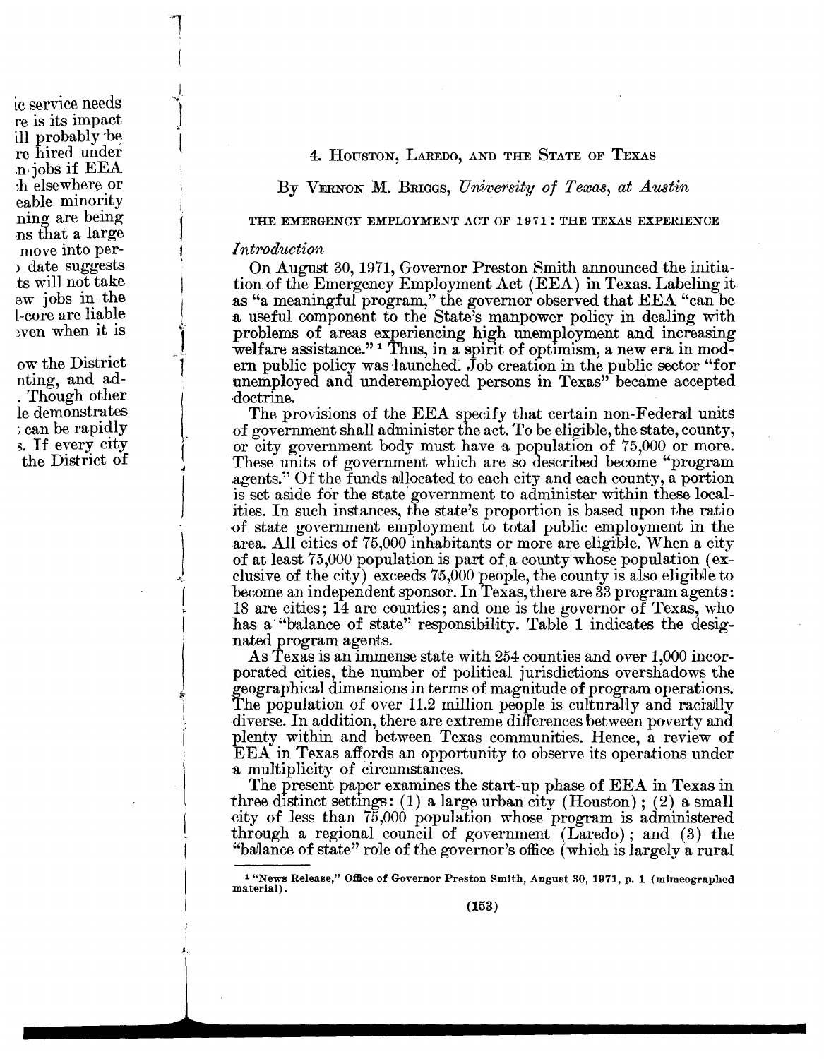## 4. Houston, Laredo, and the State of Texas

By Vernon M. Briggs, *University of Texas, at Austin*

### THE EMERGENCY EMPLOYMENT ACT OF 1971: THE TEXAS EXPERIENCE

#### *Introduction*

On August 30, 1971, Governor Preston Smith announced the initiation of the Emergency Employment Act (EEA) in Texas. Labeling it as "a meaningful program," the governor observed that EEA "can be a useful component to the State's manpower policy in dealing with problems of areas experiencing high unemployment and increasing welfare assistance."[1] Thus, in a spirit of optimism, a new era in modern public policy was launched. Job creation in the public sector "for unemployed and underemployed persons in Texas" became accepted doctrine.

The provisions of the EEA specify that certain non-Federal units of government shall administer the act. To be eligible, the state, county, or city government body must have a population of 75,000 or more. These units of government which are so described become "program agents." Of the funds allocated to each city and each county, a portion is set aside for the state government to administer within these localities. In such instances, the state's proportion is based upon the ratio of state government employment to total public employment in the area. All cities of 75,000 inhabitants or more are eligible. When a city of at least 75,000 population is part of a county whose population (exclusive of the city) exceeds 75,000 people, the county is also eligible to become an independent sponsor. In Texas, there are 33 program agents: 18 are cities; 14 are counties; and one is the governor of Texas, who has a "balance of state" responsibility. Table 1 indicates the designated program agents.

As Texas is an immense state with 254 counties and over 1,000 incorporated cities, the number of political jurisdictions overshadows the geographical dimensions in terms of magnitude of program operations. The population of over 11.2 million people is culturally and racially diverse. In addition, there are extreme differences between poverty and plenty within and between Texas communities. Hence, a review of EEA in Texas affords an opportunity to observe its operations under a multiplicity of circumstances.

The present paper examines the start-up phase of EEA in Texas in three distinct settings: (1) a large urban city (Houston); (2) a small city of less than 75,000 population whose program is administered through a regional council of government (Laredo); and (3) the "balance of state" role of the governor's office (which is largely a rural

---

[1] "News Release," Office of Governor Preston Smith, August 30, 1971, p. 1 (mimeographed material).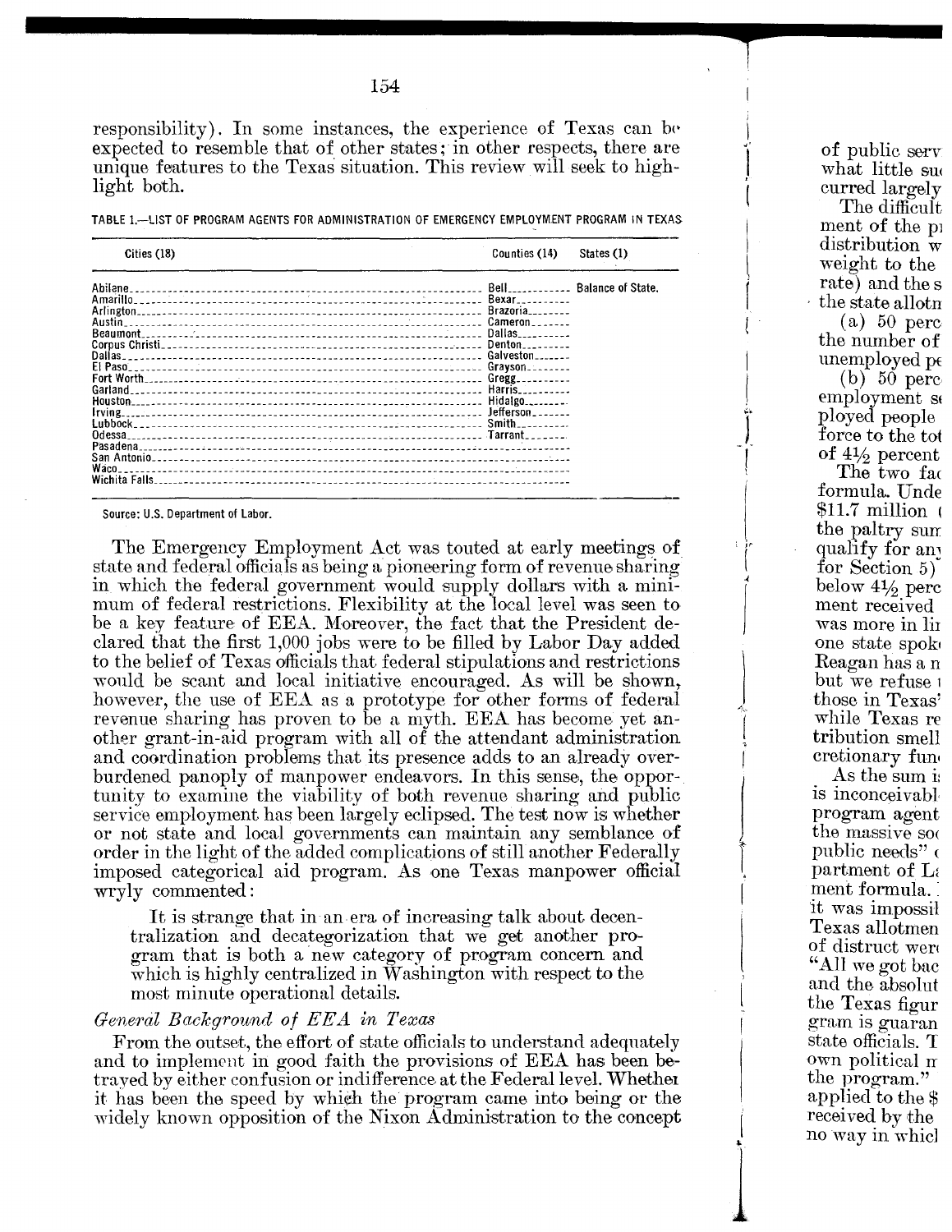responsibility). In some instances, the experience of Texas can be expected to resemble that of other states; in other respects, there are unique features to the Texas situation. This review will seek to highlight both.

TABLE 1.—LIST OF PROGRAM AGENTS FOR ADMINISTRATION OF EMERGENCY EMPLOYMENT PROGRAM IN TEXAS

| Cities (18) | Counties (14) | States (1) |
|---|---|---|
| Abilene | Bell | Balance of State. |
| Amarillo | Bexar | |
| Arlington | Brazoria | |
| Austin | Cameron | |
| Beaumont | Dallas | |
| Corpus Christi | Denton | |
| Dallas | Galveston | |
| El Paso | Grayson | |
| Fort Worth | Gregg | |
| Garland | Harris | |
| Houston | Hidalgo | |
| Irving | Jefferson | |
| Lubbock | Smith | |
| Odessa | Tarrant | |
| Pasadena | | |
| San Antonio | | |
| Waco | | |
| Wichita Falls | | |

Source: U.S. Department of Labor.

The Emergency Employment Act was touted at early meetings of state and federal officials as being a pioneering form of revenue sharing in which the federal government would supply dollars with a minimum of federal restrictions. Flexibility at the local level was seen to be a key feature of EEA. Moreover, the fact that the President declared that the first 1,000 jobs were to be filled by Labor Day added to the belief of Texas officials that federal stipulations and restrictions would be scant and local initiative encouraged. As will be shown, however, the use of EEA as a prototype for other forms of federal revenue sharing has proven to be a myth. EEA has become yet another grant-in-aid program with all of the attendant administration and coordination problems that its presence adds to an already overburdened panoply of manpower endeavors. In this sense, the opportunity to examine the viability of both revenue sharing and public service employment has been largely eclipsed. The test now is whether or not state and local governments can maintain any semblance of order in the light of the added complications of still another Federally imposed categorical aid program. As one Texas manpower official wryly commented:

> It is strange that in an era of increasing talk about decentralization and decategorization that we get another program that is both a new category of program concern and which is highly centralized in Washington with respect to the most minute operational details.

*General Background of EEA in Texas*

From the outset, the effort of state officials to understand adequately and to implement in good faith the provisions of EEA has been betrayed by either confusion or indifference at the Federal level. Whether it has been the speed by which the program came into being or the widely known opposition of the Nixon Administration to the concept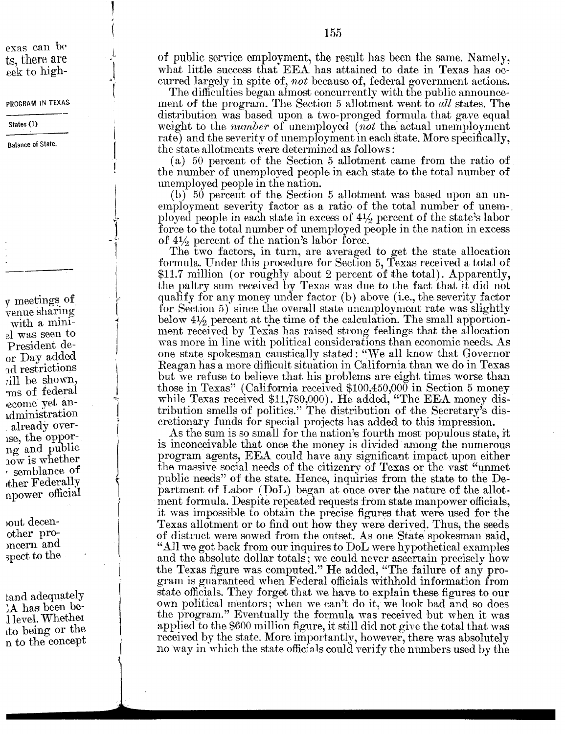of public service employment, the result has been the same. Namely, what little success that EEA has attained to date in Texas has occurred largely in spite of, *not* because of, federal government actions.

The difficulties began almost concurrently with the public announcement of the program. The Section 5 allotment went to *all* states. The distribution was based upon a two-pronged formula that gave equal weight to the *number* of unemployed (*not* the actual unemployment rate) and the severity of unemployment in each state. More specifically, the state allotments were determined as follows:

(a) 50 percent of the Section 5 allotment came from the ratio of the number of unemployed people in each state to the total number of unemployed people in the nation.

(b) 50 percent of the Section 5 allotment was based upon an unemployment severity factor as a ratio of the total number of unemployed people in each state in excess of 4½ percent of the state's labor force to the total number of unemployed people in the nation in excess of 4½ percent of the nation's labor force.

The two factors, in turn, are averaged to get the state allocation formula. Under this procedure for Section 5, Texas received a total of $11.7 million (or roughly about 2 percent of the total). Apparently, the paltry sum received by Texas was due to the fact that it did not qualify for any money under factor (b) above (i.e., the severity factor for Section 5) since the overall state unemployment rate was slightly below 4½ percent at the time of the calculation. The small apportionment received by Texas has raised strong feelings that the allocation was more in line with political considerations than economic needs. As one state spokesman caustically stated: "We all know that Governor Reagan has a more difficult situation in California than we do in Texas but we refuse to believe that his problems are eight times worse than those in Texas" (California received $100,450,000 in Section 5 money while Texas received $11,780,000). He added, "The EEA money distribution smells of politics." The distribution of the Secretary's discretionary funds for special projects has added to this impression.

As the sum is so small for the nation's fourth most populous state, it is inconceivable that once the money is divided among the numerous program agents, EEA could have any significant impact upon either the massive social needs of the citizenry of Texas or the vast "unmet public needs" of the state. Hence, inquiries from the state to the Department of Labor (DoL) began at once over the nature of the allotment formula. Despite repeated requests from state manpower officials, it was impossible to obtain the precise figures that were used for the Texas allotment or to find out how they were derived. Thus, the seeds of distruct were sowed from the outset. As one State spokesman said, "All we got back from our inquires to DoL were hypothetical examples and the absolute dollar totals; we could never ascertain precisely how the Texas figure was computed." He added, "The failure of any program is guaranteed when Federal officials withhold information from state officials. They forget that we have to explain these figures to our own political mentors; when we can't do it, we look bad and so does the program." Eventually the formula was received but when it was applied to the $600 million figure, it still did not give the total that was received by the state. More importantly, however, there was absolutely no way in which the state officials could verify the numbers used by the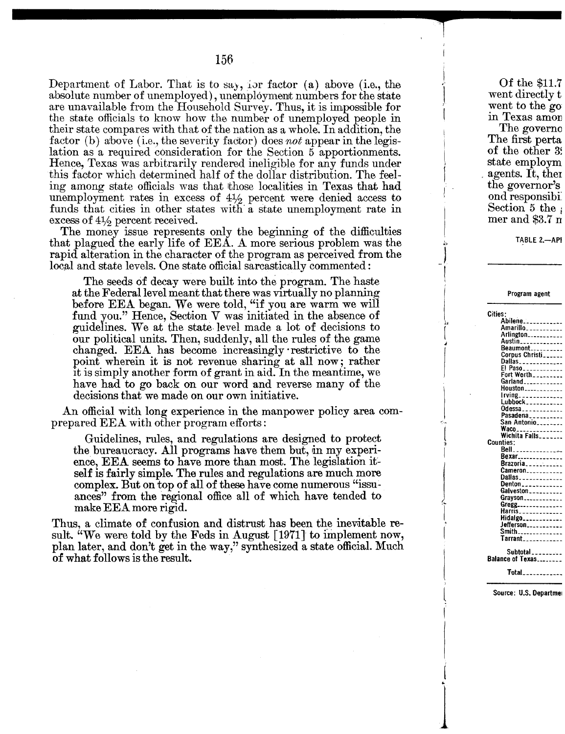Department of Labor. That is to say, for factor (a) above (i.e., the absolute number of unemployed), unemployment numbers for the state are unavailable from the Household Survey. Thus, it is impossible for the state officials to know how the number of unemployed people in their state compares with that of the nation as a whole. In addition, the factor (b) above (i.e., the severity factor) does *not* appear in the legislation as a required consideration for the Section 5 apportionments. Hence, Texas was arbitrarily rendered ineligible for any funds under this factor which determined half of the dollar distribution. The feeling among state officials was that those localities in Texas that had unemployment rates in excess of 4½ percent were denied access to funds that cities in other states with a state unemployment rate in excess of 4½ percent received.

The money issue represents only the beginning of the difficulties that plagued the early life of EEA. A more serious problem was the rapid alteration in the character of the program as perceived from the local and state levels. One state official sarcastically commented:

> The seeds of decay were built into the program. The haste at the Federal level meant that there was virtually no planning before EEA began. We were told, "if you are warm we will fund you." Hence, Section V was initiated in the absence of guidelines. We at the state level made a lot of decisions to our political units. Then, suddenly, all the rules of the game changed. EEA has become increasingly restrictive to the point wherein it is not revenue sharing at all now; rather it is simply another form of grant in aid. In the meantime, we have had to go back on our word and reverse many of the decisions that we made on our own initiative.

An official with long experience in the manpower policy area comprepared EEA with other program efforts:

> Guidelines, rules, and regulations are designed to protect the bureaucracy. All programs have them but, in my experience, EEA seems to have more than most. The legislation itself is fairly simple. The rules and regulations are much more complex. But on top of all of these have come numerous "issuances" from the regional office all of which have tended to make EEA more rigid.

Thus, a climate of confusion and distrust has been the inevitable result. "We were told by the Feds in August [1971] to implement now, plan later, and don't get in the way," synthesized a state official. Much of what follows is the result.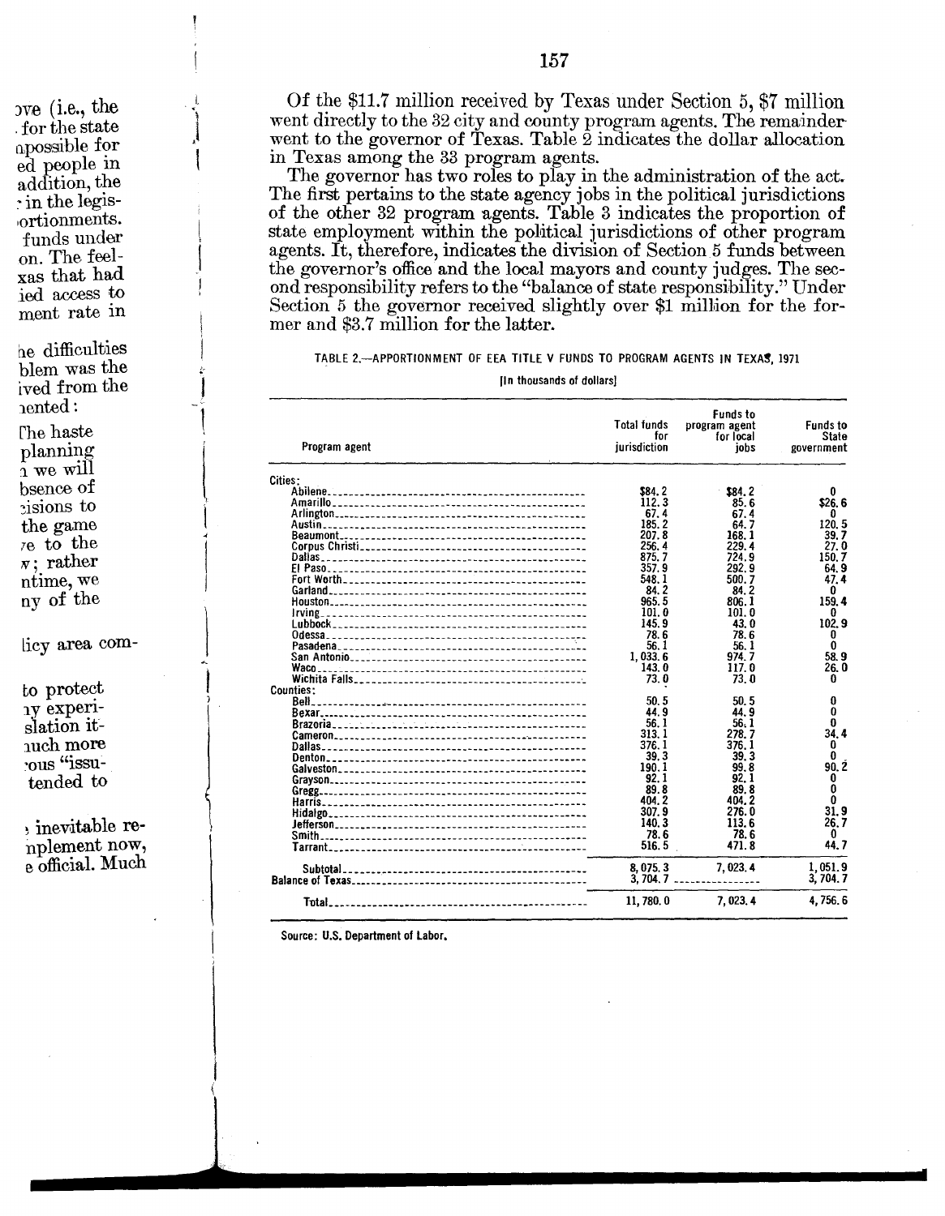Of the $11.7 million received by Texas under Section 5, $7 million went directly to the 32 city and county program agents. The remainder went to the governor of Texas. Table 2 indicates the dollar allocation in Texas among the 33 program agents.

The governor has two roles to play in the administration of the act. The first pertains to the state agency jobs in the political jurisdictions of the other 32 program agents. Table 3 indicates the proportion of state employment within the political jurisdictions of other program agents. It, therefore, indicates the division of Section 5 funds between the governor's office and the local mayors and county judges. The second responsibility refers to the "balance of state responsibility." Under Section 5 the governor received slightly over $1 million for the former and $3.7 million for the latter.

TABLE 2.—APPORTIONMENT OF EEA TITLE V FUNDS TO PROGRAM AGENTS IN TEXAS, 1971

[In thousands of dollars]

| Program agent | Total funds for jurisdiction | Funds to program agent for local jobs | Funds to State government |
|---|---|---|---|
| Cities: | | | |
| Abilene | $84.2 | $84.2 | 0 |
| Amarillo | 112.3 | 85.6 | $26.6 |
| Arlington | 67.4 | 67.4 | 0 |
| Austin | 185.2 | 64.7 | 120.5 |
| Beaumont | 207.8 | 168.1 | 39.7 |
| Corpus Christi | 256.4 | 229.4 | 27.0 |
| Dallas | 875.7 | 724.9 | 150.7 |
| El Paso | 357.9 | 292.9 | 64.9 |
| Fort Worth | 548.1 | 500.7 | 47.4 |
| Garland | 84.2 | 84.2 | 0 |
| Houston | 965.5 | 806.1 | 159.4 |
| Irving | 101.0 | 101.0 | 0 |
| Lubbock | 145.9 | 43.0 | 102.9 |
| Odessa | 78.6 | 78.6 | 0 |
| Pasadena | 56.1 | 56.1 | 0 |
| San Antonio | 1,033.6 | 974.7 | 58.9 |
| Waco | 143.0 | 117.0 | 26.0 |
| Wichita Falls | 73.0 | 73.0 | 0 |
| Counties: | | | |
| Bell | 50.5 | 50.5 | 0 |
| Bexar | 44.9 | 44.9 | 0 |
| Brazoria | 56.1 | 56.1 | 0 |
| Cameron | 313.1 | 278.7 | 34.4 |
| Dallas | 376.1 | 376.1 | 0 |
| Denton | 39.3 | 39.3 | 0 |
| Galveston | 190.1 | 99.8 | 90.2 |
| Grayson | 92.1 | 92.1 | 0 |
| Gregg | 89.8 | 89.8 | 0 |
| Harris | 404.2 | 404.2 | 0 |
| Hidalgo | 307.9 | 276.0 | 31.9 |
| Jefferson | 140.3 | 113.6 | 26.7 |
| Smith | 78.6 | 78.6 | 0 |
| Tarrant | 516.5 | 471.8 | 44.7 |
| Subtotal | 8,075.3 | 7,023.4 | 1,051.9 |
| Balance of Texas | 3,704.7 | | 3,704.7 |
| Total | 11,780.0 | 7,023.4 | 4,756.6 |

Source: U.S. Department of Labor.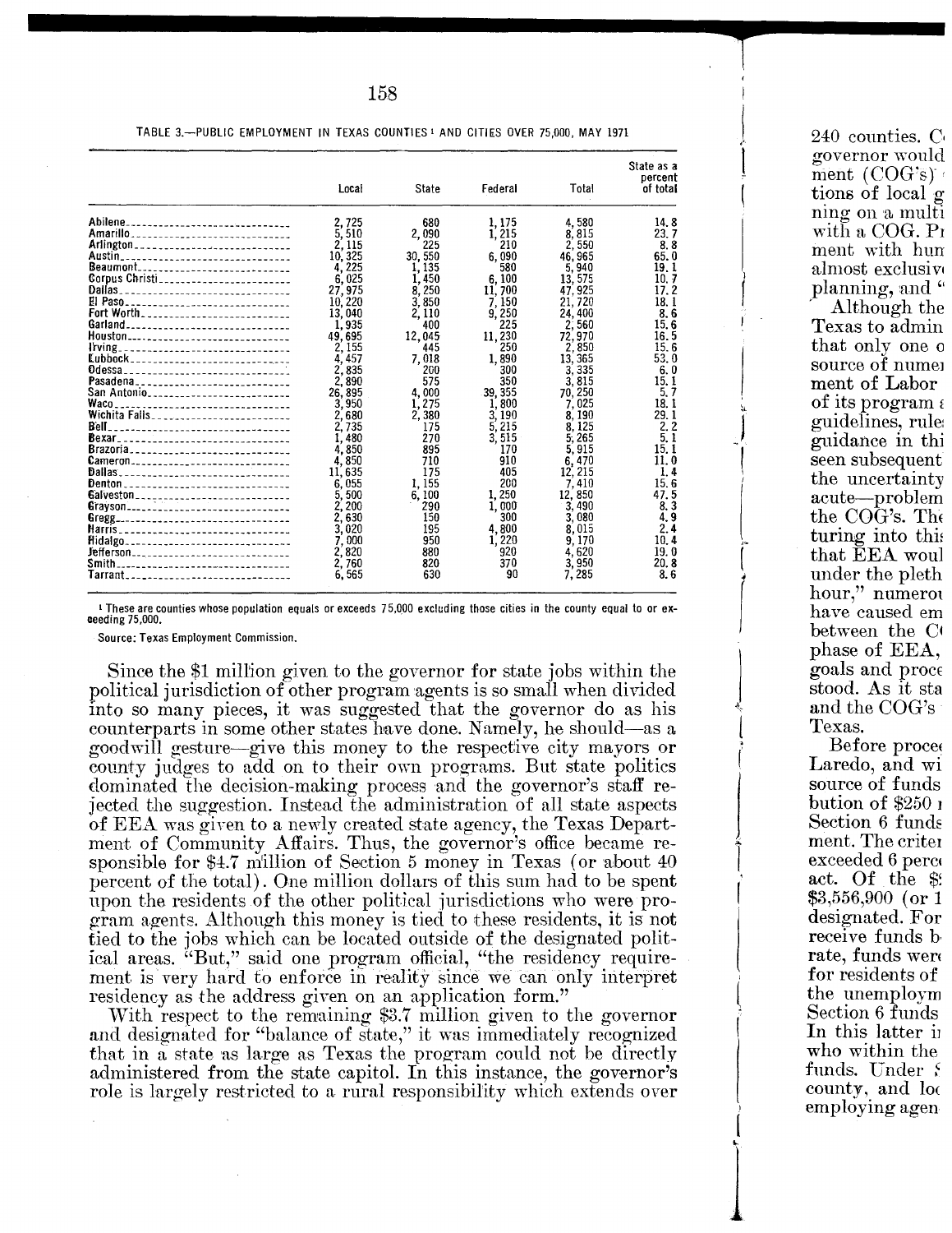TABLE 3.—PUBLIC EMPLOYMENT IN TEXAS COUNTIES [1] AND CITIES OVER 75,000, MAY 1971

| | Local | State | Federal | Total | State as a percent of total |
|---|---|---|---|---|---|
| Abilene | 2,725 | 680 | 1,175 | 4,580 | 14.8 |
| Amarillo | 5,510 | 2,090 | 1,215 | 8,815 | 23.7 |
| Arlington | 2,115 | 225 | 210 | 2,550 | 8.8 |
| Austin | 10,325 | 30,550 | 6,090 | 46,965 | 65.0 |
| Beaumont | 4,225 | 1,135 | 580 | 5,940 | 19.1 |
| Corpus Christi | 6,025 | 1,450 | 6,100 | 13,575 | 10.7 |
| Dallas | 27,975 | 8,250 | 11,700 | 47,925 | 17.2 |
| El Paso | 10,220 | 3,850 | 7,150 | 21,720 | 18.1 |
| Fort Worth | 13,040 | 2,110 | 9,250 | 24,400 | 8.6 |
| Garland | 1,935 | 400 | 225 | 2,560 | 15.6 |
| Houston | 49,695 | 12,045 | 11,230 | 72,970 | 16.5 |
| Irving | 2,155 | 445 | 250 | 2,850 | 15.6 |
| Lubbock | 4,457 | 7,018 | 1,890 | 13,365 | 53.0 |
| Odessa | 2,835 | 200 | 300 | 3,335 | 6.0 |
| Pasadena | 2,890 | 575 | 350 | 3,815 | 15.1 |
| San Antonio | 26,895 | 4,000 | 39,355 | 70,250 | 5.7 |
| Waco | 3,950 | 1,275 | 1,800 | 7,025 | 18.1 |
| Wichita Falls | 2,680 | 2,380 | 3,190 | 8,190 | 29.1 |
| Bell | 2,735 | 175 | 5,215 | 8,125 | 2.2 |
| Bexar | 1,480 | 270 | 3,515 | 5,265 | 5.1 |
| Brazoria | 4,850 | 895 | 170 | 5,915 | 15.1 |
| Cameron | 4,850 | 710 | 910 | 6,470 | 11.0 |
| Dallas | 11,635 | 175 | 405 | 12,215 | 1.4 |
| Denton | 6,055 | 1,155 | 200 | 7,410 | 15.6 |
| Galveston | 5,500 | 6,100 | 1,250 | 12,850 | 47.5 |
| Grayson | 2,200 | 290 | 1,000 | 3,490 | 8.3 |
| Gregg | 2,630 | 150 | 300 | 3,080 | 4.9 |
| Harris | 3,020 | 195 | 4,800 | 8,015 | 2.4 |
| Hidalgo | 7,000 | 950 | 1,220 | 9,170 | 10.4 |
| Jefferson | 2,820 | 880 | 920 | 4,620 | 19.0 |
| Smith | 2,760 | 820 | 370 | 3,950 | 20.8 |
| Tarrant | 6,565 | 630 | 90 | 7,285 | 8.6 |

[1] These are counties whose population equals or exceeds 75,000 excluding those cities in the county equal to or exceeding 75,000.

Source: Texas Employment Commission.

Since the $1 million given to the governor for state jobs within the political jurisdiction of other program agents is so small when divided into so many pieces, it was suggested that the governor do as his counterparts in some other states have done. Namely, he should—as a goodwill gesture—give this money to the respective city mayors or county judges to add on to their own programs. But state politics dominated the decision-making process and the governor's staff rejected the suggestion. Instead the administration of all state aspects of EEA was given to a newly created state agency, the Texas Department of Community Affairs. Thus, the governor's office became responsible for $4.7 million of Section 5 money in Texas (or about 40 percent of the total). One million dollars of this sum had to be spent upon the residents of the other political jurisdictions who were program agents. Although this money is tied to these residents, it is not tied to the jobs which can be located outside of the designated political areas. "But," said one program official, "the residency requirement is very hard to enforce in reality since we can only interpret residency as the address given on an application form."

With respect to the remaining $3.7 million given to the governor and designated for "balance of state," it was immediately recognized that in a state as large as Texas the program could not be directly administered from the state capitol. In this instance, the governor's role is largely restricted to a rural responsibility which extends over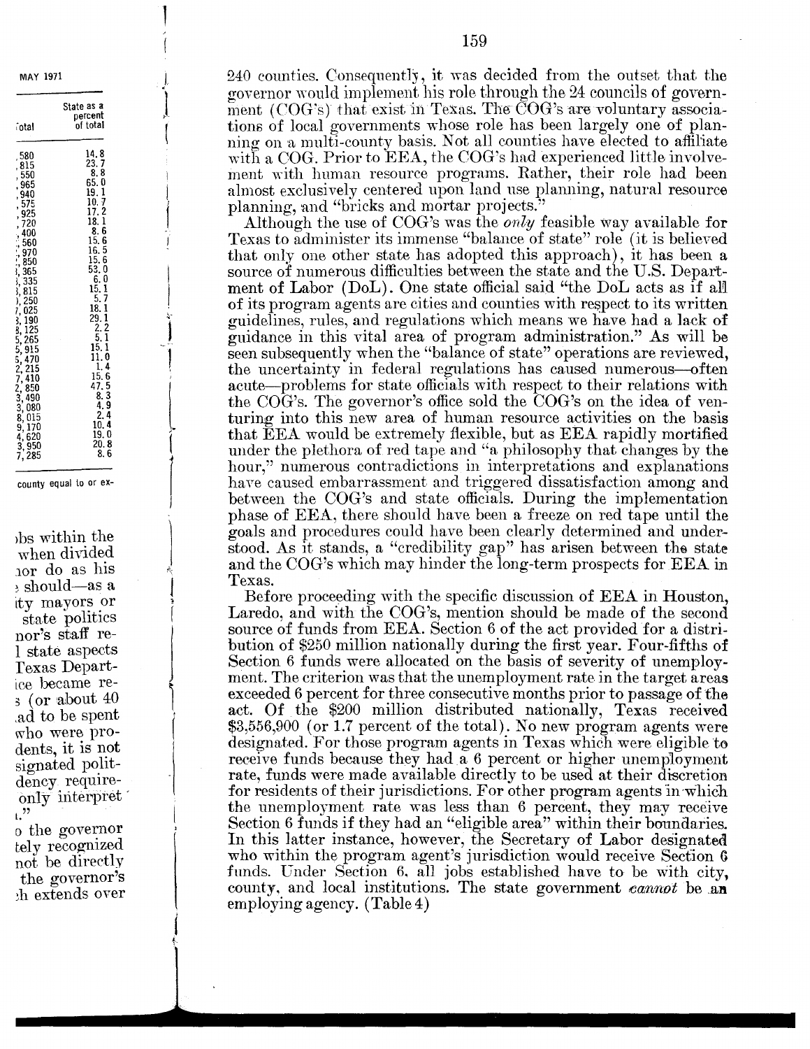240 counties. Consequently, it was decided from the outset that the governor would implement his role through the 24 councils of government (COG's) that exist in Texas. The COG's are voluntary associations of local governments whose role has been largely one of planning on a multi-county basis. Not all counties have elected to affiliate with a COG. Prior to EEA, the COG's had experienced little involvement with human resource programs. Rather, their role had been almost exclusively centered upon land use planning, natural resource planning, and "bricks and mortar projects."

Although the use of COG's was the *only* feasible way available for Texas to administer its immense "balance of state" role (it is believed that only one other state has adopted this approach), it has been a source of numerous difficulties between the state and the U.S. Department of Labor (DoL). One state official said "the DoL acts as if all of its program agents are cities and counties with respect to its written guidelines, rules, and regulations which means we have had a lack of guidance in this vital area of program administration." As will be seen subsequently when the "balance of state" operations are reviewed, the uncertainty in federal regulations has caused numerous—often acute—problems for state officials with respect to their relations with the COG's. The governor's office sold the COG's on the idea of venturing into this new area of human resource activities on the basis that EEA would be extremely flexible, but as EEA rapidly mortified under the plethora of red tape and "a philosophy that changes by the hour," numerous contradictions in interpretations and explanations have caused embarrassment and triggered dissatisfaction among and between the COG's and state officials. During the implementation phase of EEA, there should have been a freeze on red tape until the goals and procedures could have been clearly determined and understood. As it stands, a "credibility gap" has arisen between the state and the COG's which may hinder the long-term prospects for EEA in Texas.

Before proceeding with the specific discussion of EEA in Houston, Laredo, and with the COG's, mention should be made of the second source of funds from EEA. Section 6 of the act provided for a distribution of $250 million nationally during the first year. Four-fifths of Section 6 funds were allocated on the basis of severity of unemployment. The criterion was that the unemployment rate in the target areas exceeded 6 percent for three consecutive months prior to passage of the act. Of the $200 million distributed nationally, Texas received $3,556,900 (or 1.7 percent of the total). No new program agents were designated. For those program agents in Texas which were eligible to receive funds because they had a 6 percent or higher unemployment rate, funds were made available directly to be used at their discretion for residents of their jurisdictions. For other program agents in which the unemployment rate was less than 6 percent, they may receive Section 6 funds if they had an "eligible area" within their boundaries. In this latter instance, however, the Secretary of Labor designated who within the program agent's jurisdiction would receive Section 6 funds. Under Section 6, all jobs established have to be with city, county, and local institutions. The state government *cannot* be an employing agency. (Table 4)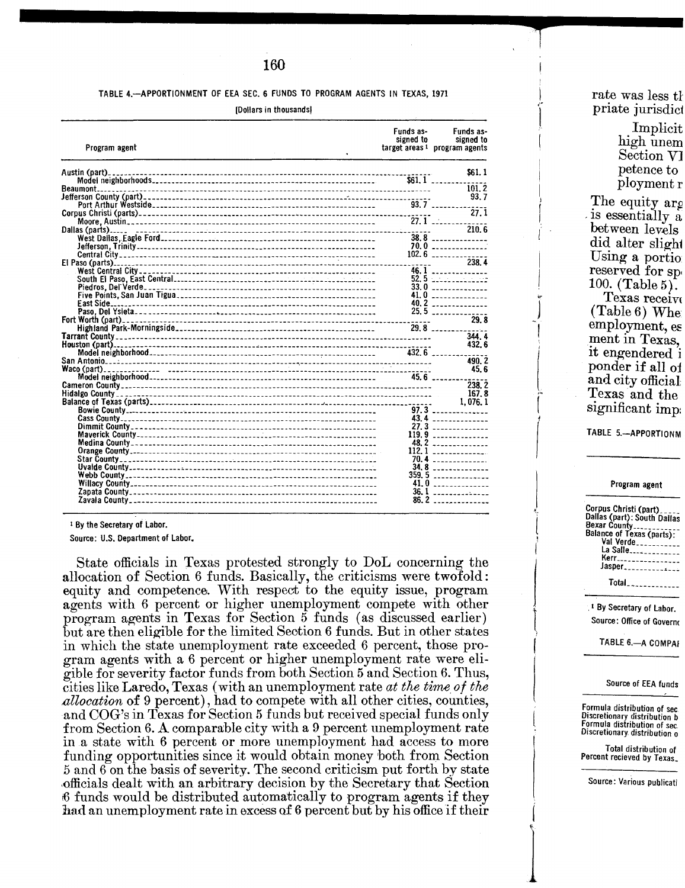TABLE 4.—APPORTIONMENT OF EEA SEC. 6 FUNDS TO PROGRAM AGENTS IN TEXAS, 1971

[Dollars in thousands]

| Program agent | Funds assigned to target areas [1] | Funds assigned to program agents |
|---|---|---|
| Austin (part) | | $61.1 |
| Model neighborhoods | $61.1 | |
| Beaumont | | 101.2 |
| Jefferson County (part) | | 93.7 |
| Port Arthur Westside | 93.7 | |
| Corpus Christi (parts) | | 27.1 |
| Moore, Austin | 27.1 | |
| Dallas (parts) | | 210.6 |
| West Dallas, Eagle Ford | 38.8 | |
| Jefferson, Trinity | 70.0 | |
| Central City | 102.6 | |
| El Paso (parts) | | 238.4 |
| West Central City | 46.1 | |
| South El Paso, East Central | 52.5 | |
| Piedros, Del Verde | 33.0 | |
| Five Points, San Juan Tigua | 41.0 | |
| East Side | 40.2 | |
| Paso, Del Ysieta | 25.5 | |
| Fort Worth (part) | | 29.8 |
| Highland Park-Morningside | 29.8 | |
| Tarrant County | | 344.4 |
| Houston (part) | | 432.6 |
| Model neighborhood | 432.6 | |
| San Antonio | | 490.2 |
| Waco (part) | | 45.6 |
| Model neighborhood | 45.6 | |
| Cameron County | | 238.2 |
| Hidalgo County | | 167.8 |
| Balance of Texas (parts) | | 1,076.1 |
| Bowie County | 97.3 | |
| Cass County | 43.4 | |
| Dimmit County | 27.3 | |
| Maverick County | 119.9 | |
| Medina County | 48.2 | |
| Orange County | 112.1 | |
| Star County | 70.4 | |
| Uvalde County | 34.8 | |
| Webb County | 359.5 | |
| Willacy County | 41.0 | |
| Zapata County | 36.1 | |
| Zavala County | 86.2 | |

[1] By the Secretary of Labor.

Source: U.S. Department of Labor.

State officials in Texas protested strongly to DoL concerning the allocation of Section 6 funds. Basically, the criticisms were twofold: equity and competence. With respect to the equity issue, program agents with 6 percent or higher unemployment compete with other program agents in Texas for Section 5 funds (as discussed earlier) but are then eligible for the limited Section 6 funds. But in other states in which the state unemployment rate exceeded 6 percent, those program agents with a 6 percent or higher unemployment rate were eligible for severity factor funds from both Section 5 and Section 6. Thus, cities like Laredo, Texas (with an unemployment rate *at the time of the allocation* of 9 percent), had to compete with all other cities, counties, and COG's in Texas for Section 5 funds but received special funds only from Section 6. A comparable city with a 9 percent unemployment rate in a state with 6 percent or more unemployment had access to more funding opportunities since it would obtain money both from Section 5 and 6 on the basis of severity. The second criticism put forth by state officials dealt with an arbitrary decision by the Secretary that Section 6 funds would be distributed automatically to program agents if they had an unemployment rate in excess of 6 percent but by his office if their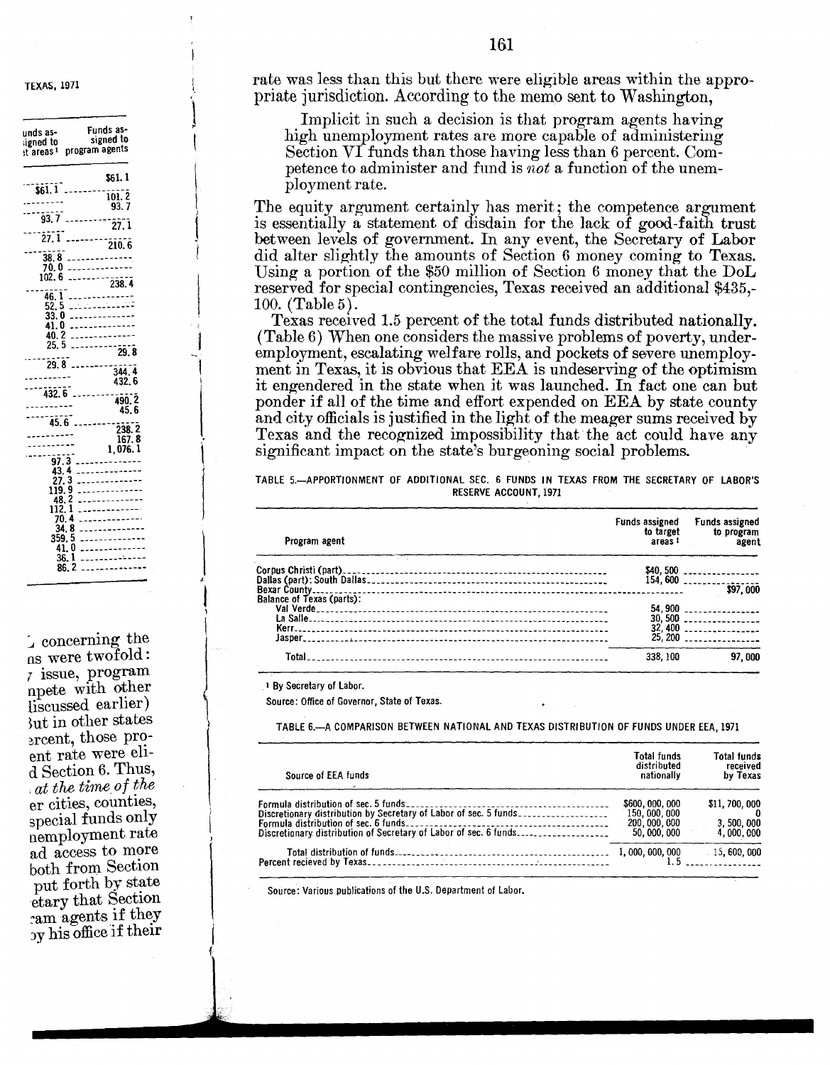rate was less than this but there were eligible areas within the appropriate jurisdiction. According to the memo sent to Washington,

> Implicit in such a decision is that program agents having high unemployment rates are more capable of administering Section VI funds than those having less than 6 percent. Competence to administer and fund is *not* a function of the unemployment rate.

The equity argument certainly has merit; the competence argument is essentially a statement of disdain for the lack of good-faith trust between levels of government. In any event, the Secretary of Labor did alter slightly the amounts of Section 6 money coming to Texas. Using a portion of the $50 million of Section 6 money that the DoL reserved for special contingencies, Texas received an additional $435,-100. (Table 5).

Texas received 1.5 percent of the total funds distributed nationally. (Table 6) When one considers the massive problems of poverty, underemployment, escalating welfare rolls, and pockets of severe unemployment in Texas, it is obvious that EEA is undeserving of the optimism it engendered in the state when it was launched. In fact one can but ponder if all of the time and effort expended on EEA by state county and city officials is justified in the light of the meager sums received by Texas and the recognized impossibility that the act could have any significant impact on the state's burgeoning social problems.

TABLE 5.—APPORTIONMENT OF ADDITIONAL SEC. 6 FUNDS IN TEXAS FROM THE SECRETARY OF LABOR'S RESERVE ACCOUNT, 1971

| Program agent | Funds assigned to target areas [1] | Funds assigned to program agent |
|---|---|---|
| Corpus Christi (part) | $40,500 | |
| Dallas (part): South Dallas | 154,600 | |
| Bexar County | | $97,000 |
| Balance of Texas (parts): | | |
| Val Verde | 54,900 | |
| La Salle | 30,500 | |
| Kerr | 32,400 | |
| Jasper | 25,200 | |
| Total | 338,100 | 97,000 |

[1] By Secretary of Labor.

Source: Office of Governor, State of Texas.

TABLE 6.—A COMPARISON BETWEEN NATIONAL AND TEXAS DISTRIBUTION OF FUNDS UNDER EEA, 1971

| Source of EEA funds | Total funds distributed nationally | Total funds received by Texas |
|---|---|---|
| Formula distribution of sec. 5 funds | $600,000,000 | $11,700,000 |
| Discretionary distribution by Secretary of Labor of sec. 5 funds | 150,000,000 | 0 |
| Formula distribution of sec. 6 funds | 200,000,000 | 3,500,000 |
| Discretionary distribution of Secretary of Labor of sec. 6 funds | 50,000,000 | 4,000,000 |
| Total distribution of funds | 1,000,000,000 | 15,600,000 |
| Percent recieved by Texas | 1.5 | |

Source: Various publications of the U.S. Department of Labor.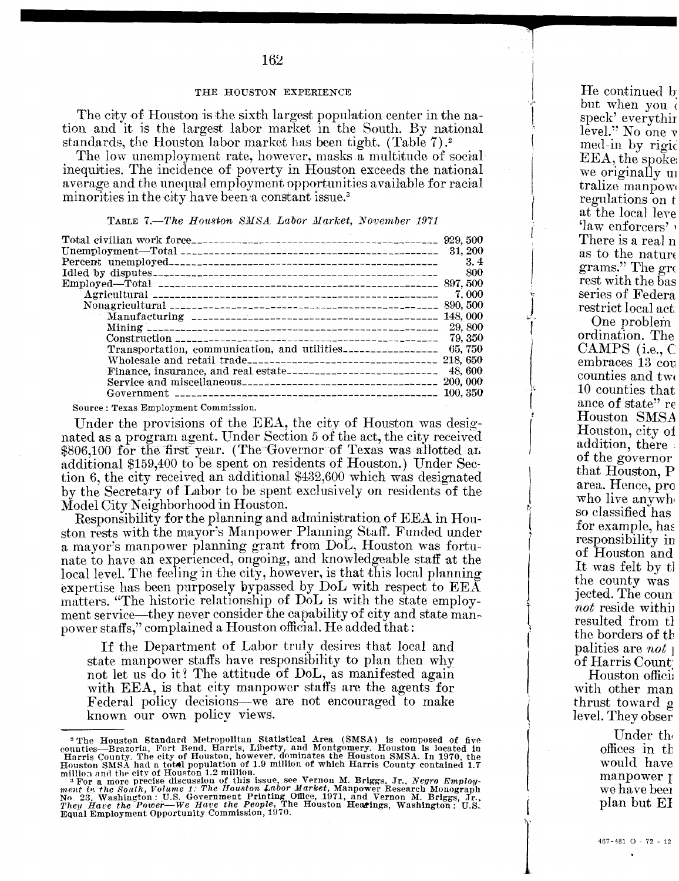THE HOUSTON EXPERIENCE

The city of Houston is the sixth largest population center in the nation and it is the largest labor market in the South. By national standards, the Houston labor market has been tight. (Table 7).[2]

The low unemployment rate, however, masks a multitude of social inequities. The incidence of poverty in Houston exceeds the national average and the unequal employment opportunities available for racial minorities in the city have been a constant issue.[3]

TABLE 7.—*The Houston SMSA Labor Market, November 1971*

| | |
|---|---|
| Total civilian work force | 929,500 |
| Unemployment—Total | 31,200 |
| Percent unemployed | 3.4 |
| Idled by disputes | 800 |
| Employed—Total | 897,500 |
| Agricultural | 7,000 |
| Nonagricultural | 890,500 |
| Manufacturing | 148,000 |
| Mining | 29,800 |
| Construction | 79,350 |
| Transportation, communication, and utilities | 65,750 |
| Wholesale and retail trade | 218,650 |
| Finance, insurance, and real estate | 48,600 |
| Service and miscellaneous | 200,000 |
| Government | 100,350 |

Source: Texas Employment Commission.

Under the provisions of the EEA, the city of Houston was designated as a program agent. Under Section 5 of the act, the city received $806,100 for the first year. (The Governor of Texas was allotted an additional $159,400 to be spent on residents of Houston.) Under Section 6, the city received an additional $432,600 which was designated by the Secretary of Labor to be spent exclusively on residents of the Model City Neighborhood in Houston.

Responsibility for the planning and administration of EEA in Houston rests with the mayor's Manpower Planning Staff. Funded under a mayor's manpower planning grant from DoL, Houston was fortunate to have an experienced, ongoing, and knowledgeable staff at the local level. The feeling in the city, however, is that this local planning expertise has been purposely bypassed by DoL with respect to EEA matters. "The historic relationship of DoL is with the state employment service—they never consider the capability of city and state manpower staffs," complained a Houston official. He added that:

> If the Department of Labor truly desires that local and state manpower staffs have responsibility to plan then why not let us do it? The attitude of DoL, as manifested again with EEA, is that city manpower staffs are the agents for Federal policy decisions—we are not encouraged to make known our own policy views.

---

[2] The Houston Standard Metropolitan Statistical Area (SMSA) is composed of five counties—Brazoria, Fort Bend, Harris, Liberty, and Montgomery. Houston is located in Harris County. The city of Houston, however, dominates the Houston SMSA. In 1970, the Houston SMSA had a total population of 1.9 million of which Harris County contained 1.7 million and the city of Houston 1.2 million.

[3] For a more precise discussion of this issue, see Vernon M. Briggs, Jr., *Negro Employment in the South, Volume 1: The Houston Labor Market*, Manpower Research Monograph No. 23, Washington: U.S. Government Printing Office, 1971, and Vernon M. Briggs, Jr., *They Have the Power—We Have the People*, The Houston Hearings, Washington: U.S. Equal Employment Opportunity Commission, 1970.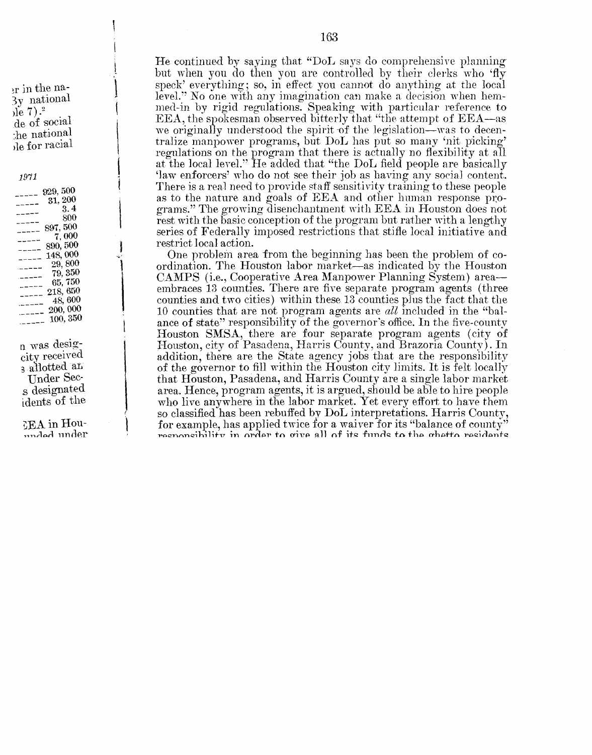He continued by saying that "DoL says do comprehensive planning but when you do then you are controlled by their clerks who 'fly speck' everything; so, in effect you cannot do anything at the local level." No one with any imagination can make a decision when hemmed-in by rigid regulations. Speaking with particular reference to EEA, the spokesman observed bitterly that "the attempt of EEA—as we originally understood the spirit of the legislation—was to decentralize manpower programs, but DoL has put so many 'nit picking' regulations on the program that there is actually no flexibility at all at the local level." He added that "the DoL field people are basically 'law enforcers' who do not see their job as having any social content. There is a real need to provide staff sensitivity training to these people as to the nature and goals of EEA and other human response programs." The growing disenchantment with EEA in Houston does not rest with the basic conception of the program but rather with a lengthy series of Federally imposed restrictions that stifle local initiative and restrict local action.

One problem area from the beginning has been the problem of coordination. The Houston labor market—as indicated by the Houston CAMPS (i.e., Cooperative Area Manpower Planning System) area—embraces 13 counties. There are five separate program agents (three counties and two cities) within these 13 counties plus the fact that the 10 counties that are not program agents are *all* included in the "balance of state" responsibility of the governor's office. In the five-county Houston SMSA, there are four separate program agents (city of Houston, city of Pasadena, Harris County, and Brazoria County). In addition, there are the State agency jobs that are the responsibility of the governor to fill within the Houston city limits. It is felt locally that Houston, Pasadena, and Harris County are a single labor market area. Hence, program agents, it is argued, should be able to hire people who live anywhere in the labor market. Yet every effort to have them so classified has been rebuffed by DoL interpretations. Harris County, for example, has applied twice for a waiver for its "balance of county" responsibility in order to give all of its funds to the ghetto residents